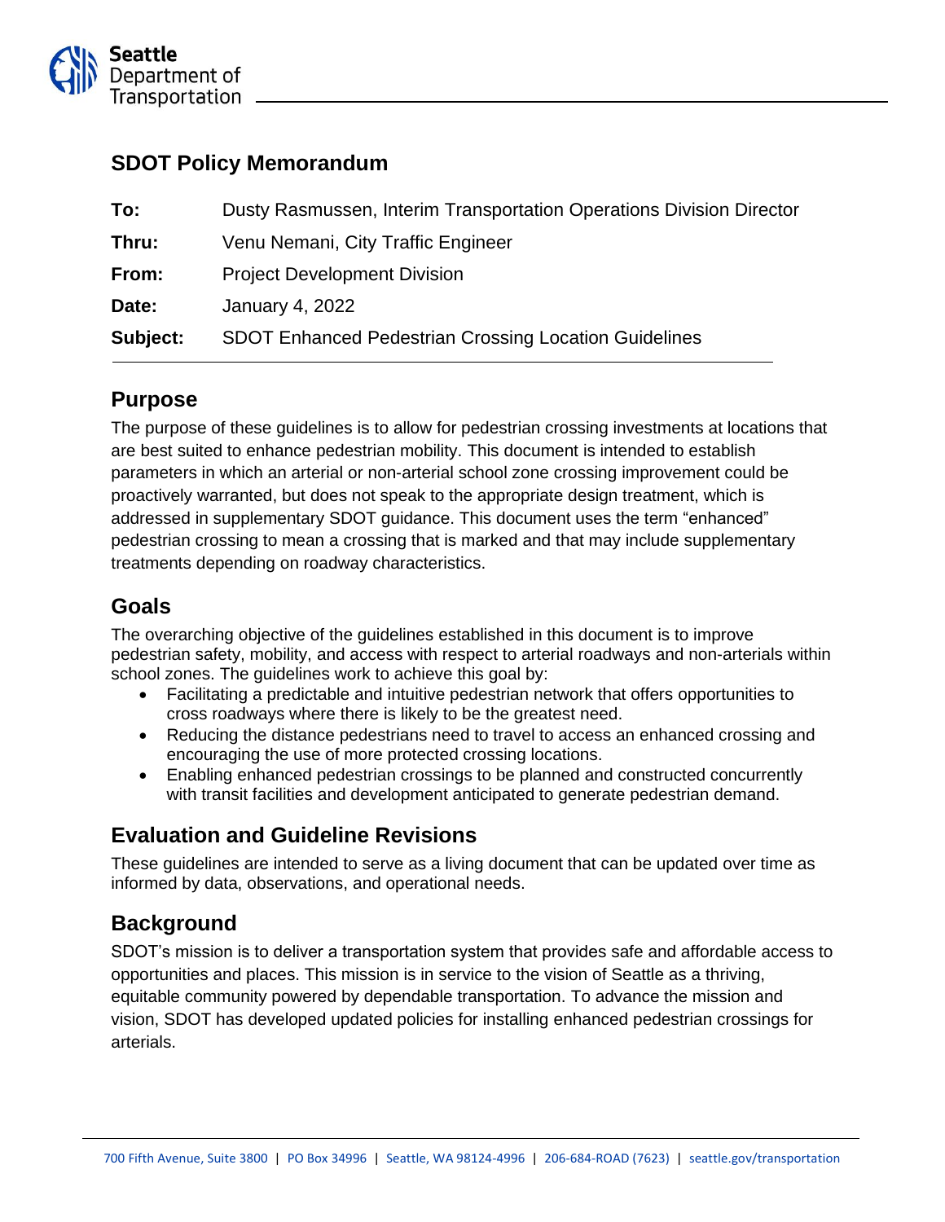## SDOT Policy Memorandum

**To:** Dusty Rasmussen, Interim Transportation Operations Division Director

**Thru:** Venu Nemani, City Traffic Engineer

**From:** Project Development Division

**Date:** January 4, 2022

**Subject:** SDOT Enhanced Pedestrian Crossing Location Guidelines

---

## Purpose

The purpose of these guidelines is to allow for pedestrian crossing investments at locations that are best suited to enhance pedestrian mobility. This document is intended to establish parameters in which an arterial or non-arterial school zone crossing improvement could be proactively warranted, but does not speak to the appropriate design treatment, which is addressed in supplementary SDOT guidance. This document uses the term "enhanced" pedestrian crossing to mean a crossing that is marked and that may include supplementary treatments depending on roadway characteristics.

## Goals

The overarching objective of the guidelines established in this document is to improve pedestrian safety, mobility, and access with respect to arterial roadways and non-arterials within school zones. The guidelines work to achieve this goal by:

- Facilitating a predictable and intuitive pedestrian network that offers opportunities to cross roadways where there is likely to be the greatest need.
- Reducing the distance pedestrians need to travel to access an enhanced crossing and encouraging the use of more protected crossing locations.
- Enabling enhanced pedestrian crossings to be planned and constructed concurrently with transit facilities and development anticipated to generate pedestrian demand.

## Evaluation and Guideline Revisions

These guidelines are intended to serve as a living document that can be updated over time as informed by data, observations, and operational needs.

## Background

SDOT's mission is to deliver a transportation system that provides safe and affordable access to opportunities and places. This mission is in service to the vision of Seattle as a thriving, equitable community powered by dependable transportation. To advance the mission and vision, SDOT has developed updated policies for installing enhanced pedestrian crossings for arterials.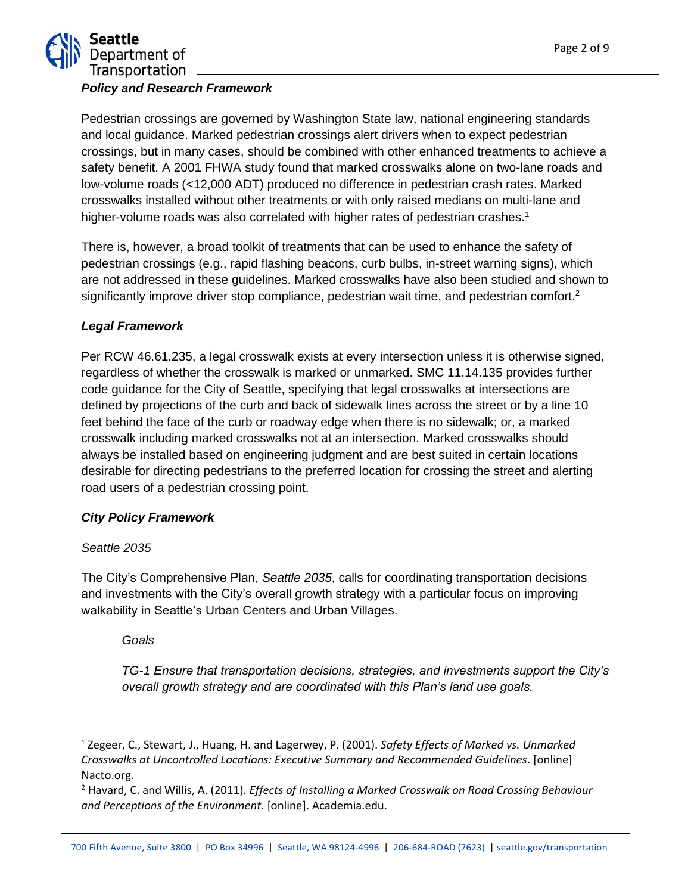### *Policy and Research Framework*

Pedestrian crossings are governed by Washington State law, national engineering standards and local guidance. Marked pedestrian crossings alert drivers when to expect pedestrian crossings, but in many cases, should be combined with other enhanced treatments to achieve a safety benefit. A 2001 FHWA study found that marked crosswalks alone on two-lane roads and low-volume roads (<12,000 ADT) produced no difference in pedestrian crash rates. Marked crosswalks installed without other treatments or with only raised medians on multi-lane and higher-volume roads was also correlated with higher rates of pedestrian crashes.[1]

There is, however, a broad toolkit of treatments that can be used to enhance the safety of pedestrian crossings (e.g., rapid flashing beacons, curb bulbs, in-street warning signs), which are not addressed in these guidelines. Marked crosswalks have also been studied and shown to significantly improve driver stop compliance, pedestrian wait time, and pedestrian comfort.[2]

### *Legal Framework*

Per RCW 46.61.235, a legal crosswalk exists at every intersection unless it is otherwise signed, regardless of whether the crosswalk is marked or unmarked. SMC 11.14.135 provides further code guidance for the City of Seattle, specifying that legal crosswalks at intersections are defined by projections of the curb and back of sidewalk lines across the street or by a line 10 feet behind the face of the curb or roadway edge when there is no sidewalk; or, a marked crosswalk including marked crosswalks not at an intersection. Marked crosswalks should always be installed based on engineering judgment and are best suited in certain locations desirable for directing pedestrians to the preferred location for crossing the street and alerting road users of a pedestrian crossing point.

### *City Policy Framework*

*Seattle 2035*

The City's Comprehensive Plan, *Seattle 2035*, calls for coordinating transportation decisions and investments with the City's overall growth strategy with a particular focus on improving walkability in Seattle's Urban Centers and Urban Villages.

> *Goals*
>
> *TG-1 Ensure that transportation decisions, strategies, and investments support the City's overall growth strategy and are coordinated with this Plan's land use goals.*

---

[1] Zegeer, C., Stewart, J., Huang, H. and Lagerwey, P. (2001). *Safety Effects of Marked vs. Unmarked Crosswalks at Uncontrolled Locations: Executive Summary and Recommended Guidelines*. [online] Nacto.org.

[2] Havard, C. and Willis, A. (2011). *Effects of Installing a Marked Crosswalk on Road Crossing Behaviour and Perceptions of the Environment.* [online]. Academia.edu.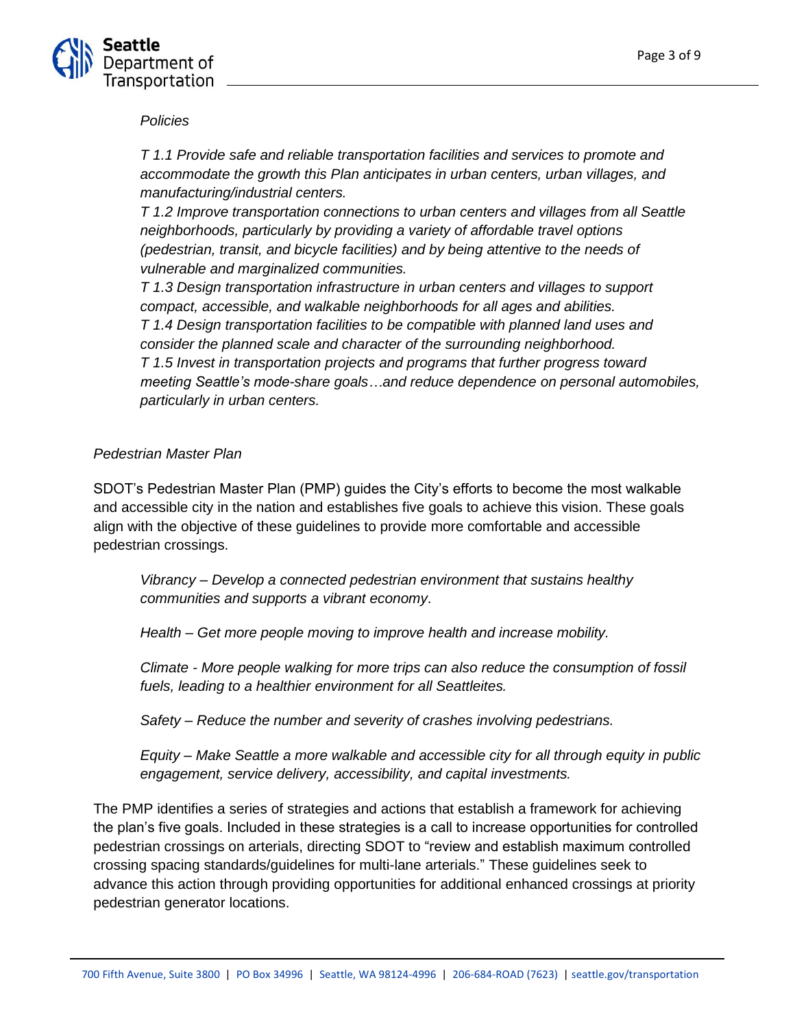*Policies*

*T 1.1 Provide safe and reliable transportation facilities and services to promote and accommodate the growth this Plan anticipates in urban centers, urban villages, and manufacturing/industrial centers.*
*T 1.2 Improve transportation connections to urban centers and villages from all Seattle neighborhoods, particularly by providing a variety of affordable travel options (pedestrian, transit, and bicycle facilities) and by being attentive to the needs of vulnerable and marginalized communities.*
*T 1.3 Design transportation infrastructure in urban centers and villages to support compact, accessible, and walkable neighborhoods for all ages and abilities.*
*T 1.4 Design transportation facilities to be compatible with planned land uses and consider the planned scale and character of the surrounding neighborhood.*
*T 1.5 Invest in transportation projects and programs that further progress toward meeting Seattle's mode-share goals…and reduce dependence on personal automobiles, particularly in urban centers.*

*Pedestrian Master Plan*

SDOT's Pedestrian Master Plan (PMP) guides the City's efforts to become the most walkable and accessible city in the nation and establishes five goals to achieve this vision. These goals align with the objective of these guidelines to provide more comfortable and accessible pedestrian crossings.

*Vibrancy – Develop a connected pedestrian environment that sustains healthy communities and supports a vibrant economy*.

*Health – Get more people moving to improve health and increase mobility.*

*Climate - More people walking for more trips can also reduce the consumption of fossil fuels, leading to a healthier environment for all Seattleites.*

*Safety – Reduce the number and severity of crashes involving pedestrians.*

*Equity – Make Seattle a more walkable and accessible city for all through equity in public engagement, service delivery, accessibility, and capital investments.*

The PMP identifies a series of strategies and actions that establish a framework for achieving the plan's five goals. Included in these strategies is a call to increase opportunities for controlled pedestrian crossings on arterials, directing SDOT to "review and establish maximum controlled crossing spacing standards/guidelines for multi-lane arterials." These guidelines seek to advance this action through providing opportunities for additional enhanced crossings at priority pedestrian generator locations.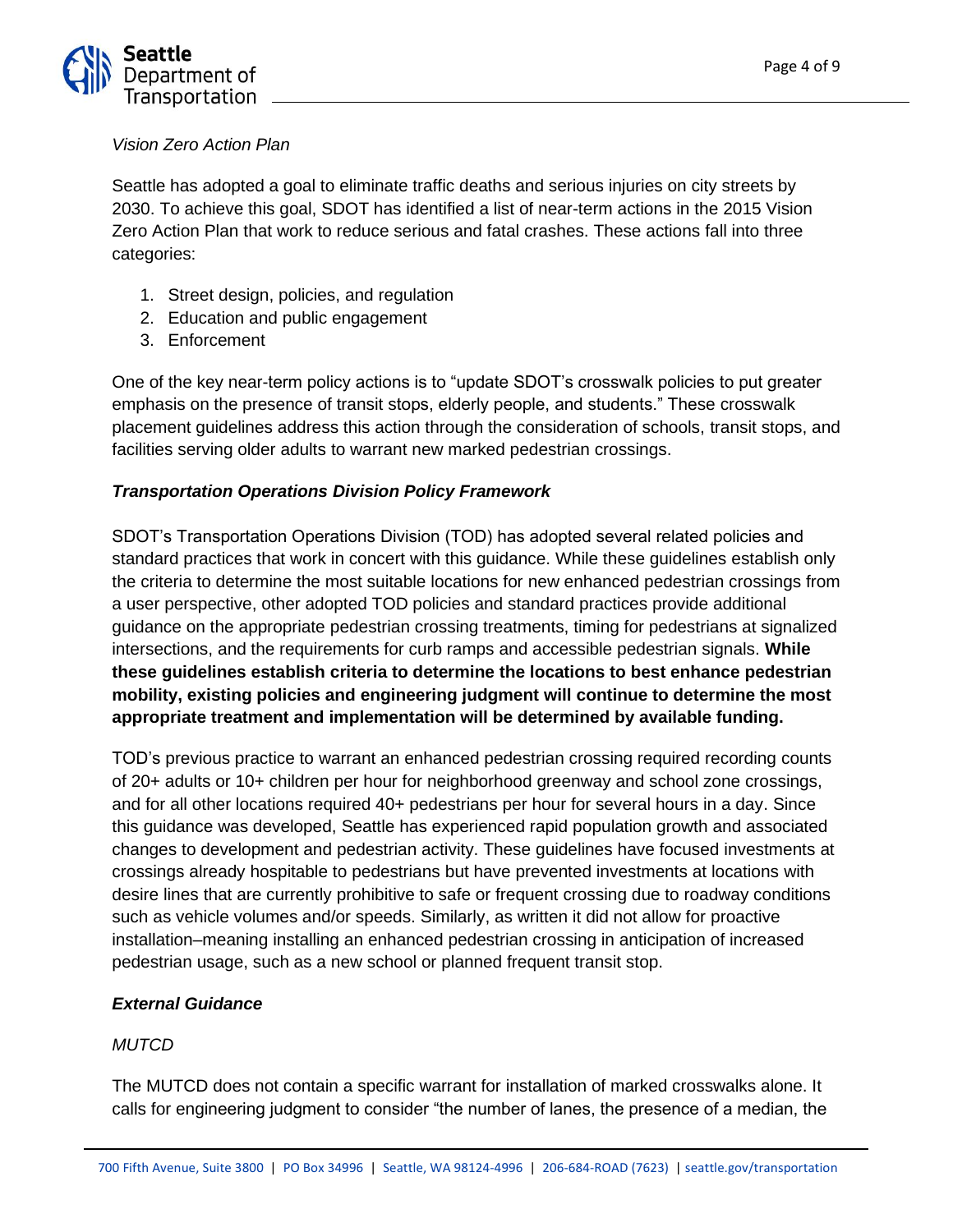*Vision Zero Action Plan*

Seattle has adopted a goal to eliminate traffic deaths and serious injuries on city streets by 2030. To achieve this goal, SDOT has identified a list of near-term actions in the 2015 Vision Zero Action Plan that work to reduce serious and fatal crashes. These actions fall into three categories:

1. Street design, policies, and regulation
2. Education and public engagement
3. Enforcement

One of the key near-term policy actions is to "update SDOT's crosswalk policies to put greater emphasis on the presence of transit stops, elderly people, and students." These crosswalk placement guidelines address this action through the consideration of schools, transit stops, and facilities serving older adults to warrant new marked pedestrian crossings.

***Transportation Operations Division Policy Framework***

SDOT's Transportation Operations Division (TOD) has adopted several related policies and standard practices that work in concert with this guidance. While these guidelines establish only the criteria to determine the most suitable locations for new enhanced pedestrian crossings from a user perspective, other adopted TOD policies and standard practices provide additional guidance on the appropriate pedestrian crossing treatments, timing for pedestrians at signalized intersections, and the requirements for curb ramps and accessible pedestrian signals. **While these guidelines establish criteria to determine the locations to best enhance pedestrian mobility, existing policies and engineering judgment will continue to determine the most appropriate treatment and implementation will be determined by available funding.**

TOD's previous practice to warrant an enhanced pedestrian crossing required recording counts of 20+ adults or 10+ children per hour for neighborhood greenway and school zone crossings, and for all other locations required 40+ pedestrians per hour for several hours in a day. Since this guidance was developed, Seattle has experienced rapid population growth and associated changes to development and pedestrian activity. These guidelines have focused investments at crossings already hospitable to pedestrians but have prevented investments at locations with desire lines that are currently prohibitive to safe or frequent crossing due to roadway conditions such as vehicle volumes and/or speeds. Similarly, as written it did not allow for proactive installation–meaning installing an enhanced pedestrian crossing in anticipation of increased pedestrian usage, such as a new school or planned frequent transit stop.

***External Guidance***

*MUTCD*

The MUTCD does not contain a specific warrant for installation of marked crosswalks alone. It calls for engineering judgment to consider "the number of lanes, the presence of a median, the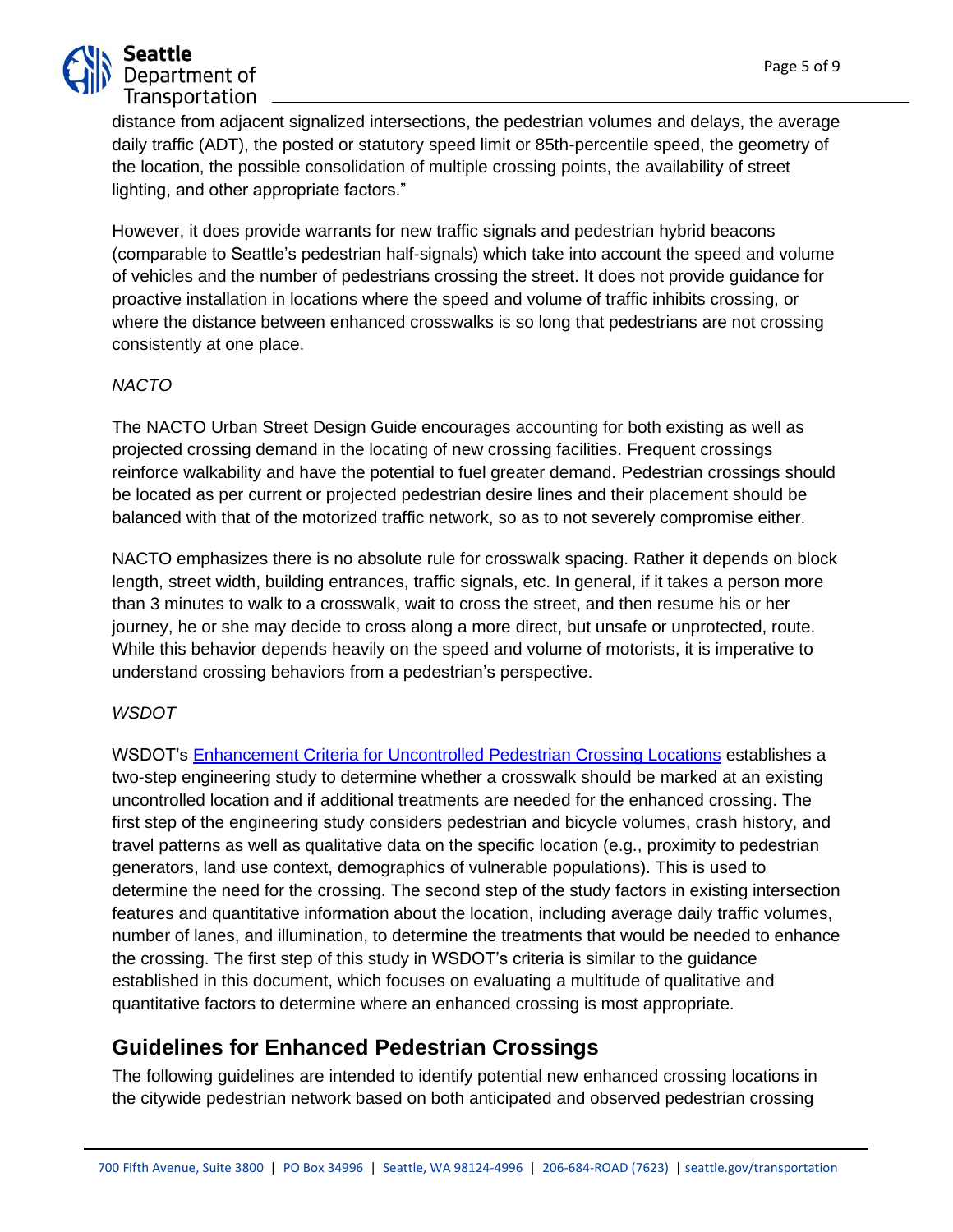distance from adjacent signalized intersections, the pedestrian volumes and delays, the average daily traffic (ADT), the posted or statutory speed limit or 85th-percentile speed, the geometry of the location, the possible consolidation of multiple crossing points, the availability of street lighting, and other appropriate factors."

However, it does provide warrants for new traffic signals and pedestrian hybrid beacons (comparable to Seattle's pedestrian half-signals) which take into account the speed and volume of vehicles and the number of pedestrians crossing the street. It does not provide guidance for proactive installation in locations where the speed and volume of traffic inhibits crossing, or where the distance between enhanced crosswalks is so long that pedestrians are not crossing consistently at one place.

*NACTO*

The NACTO Urban Street Design Guide encourages accounting for both existing as well as projected crossing demand in the locating of new crossing facilities. Frequent crossings reinforce walkability and have the potential to fuel greater demand. Pedestrian crossings should be located as per current or projected pedestrian desire lines and their placement should be balanced with that of the motorized traffic network, so as to not severely compromise either.

NACTO emphasizes there is no absolute rule for crosswalk spacing. Rather it depends on block length, street width, building entrances, traffic signals, etc. In general, if it takes a person more than 3 minutes to walk to a crosswalk, wait to cross the street, and then resume his or her journey, he or she may decide to cross along a more direct, but unsafe or unprotected, route. While this behavior depends heavily on the speed and volume of motorists, it is imperative to understand crossing behaviors from a pedestrian's perspective.

*WSDOT*

WSDOT's [Enhancement Criteria for Uncontrolled Pedestrian Crossing Locations] establishes a two-step engineering study to determine whether a crosswalk should be marked at an existing uncontrolled location and if additional treatments are needed for the enhanced crossing. The first step of the engineering study considers pedestrian and bicycle volumes, crash history, and travel patterns as well as qualitative data on the specific location (e.g., proximity to pedestrian generators, land use context, demographics of vulnerable populations). This is used to determine the need for the crossing. The second step of the study factors in existing intersection features and quantitative information about the location, including average daily traffic volumes, number of lanes, and illumination, to determine the treatments that would be needed to enhance the crossing. The first step of this study in WSDOT's criteria is similar to the guidance established in this document, which focuses on evaluating a multitude of qualitative and quantitative factors to determine where an enhanced crossing is most appropriate.

## Guidelines for Enhanced Pedestrian Crossings

The following guidelines are intended to identify potential new enhanced crossing locations in the citywide pedestrian network based on both anticipated and observed pedestrian crossing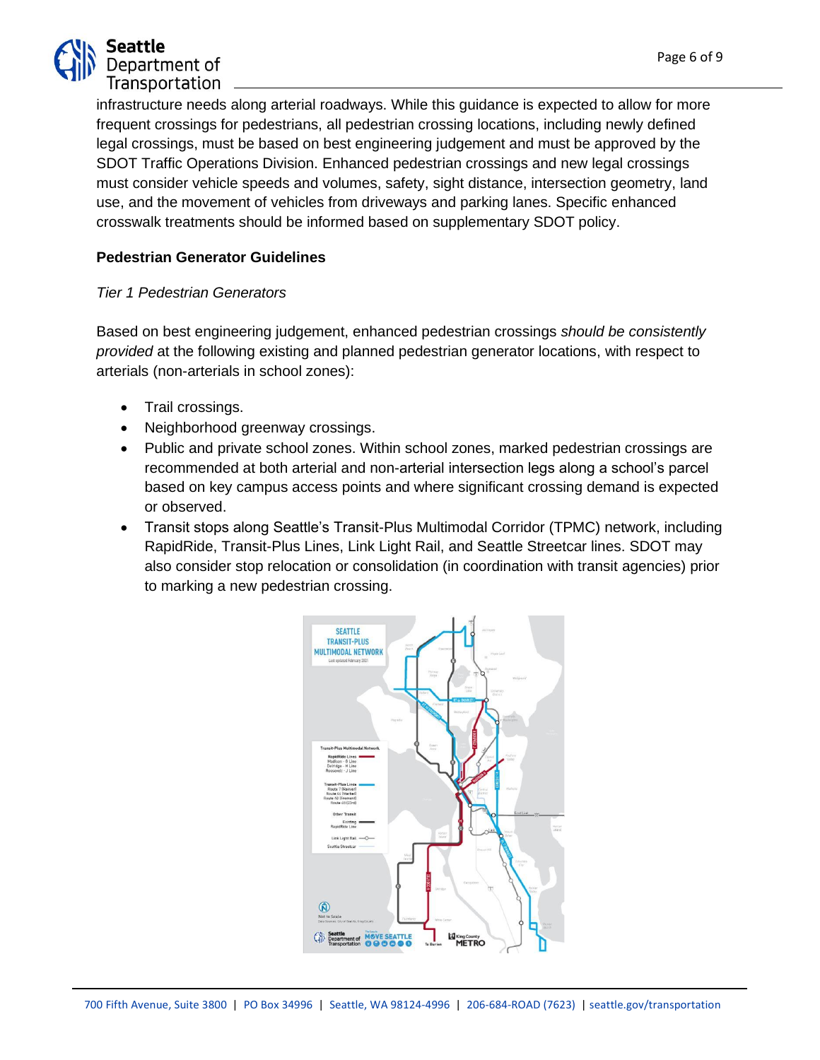infrastructure needs along arterial roadways. While this guidance is expected to allow for more frequent crossings for pedestrians, all pedestrian crossing locations, including newly defined legal crossings, must be based on best engineering judgement and must be approved by the SDOT Traffic Operations Division. Enhanced pedestrian crossings and new legal crossings must consider vehicle speeds and volumes, safety, sight distance, intersection geometry, land use, and the movement of vehicles from driveways and parking lanes. Specific enhanced crosswalk treatments should be informed based on supplementary SDOT policy.

**Pedestrian Generator Guidelines**

*Tier 1 Pedestrian Generators*

Based on best engineering judgement, enhanced pedestrian crossings *should be consistently provided* at the following existing and planned pedestrian generator locations, with respect to arterials (non-arterials in school zones):

- Trail crossings.
- Neighborhood greenway crossings.
- Public and private school zones. Within school zones, marked pedestrian crossings are recommended at both arterial and non-arterial intersection legs along a school's parcel based on key campus access points and where significant crossing demand is expected or observed.
- Transit stops along Seattle's Transit-Plus Multimodal Corridor (TPMC) network, including RapidRide, Transit-Plus Lines, Link Light Rail, and Seattle Streetcar lines. SDOT may also consider stop relocation or consolidation (in coordination with transit agencies) prior to marking a new pedestrian crossing.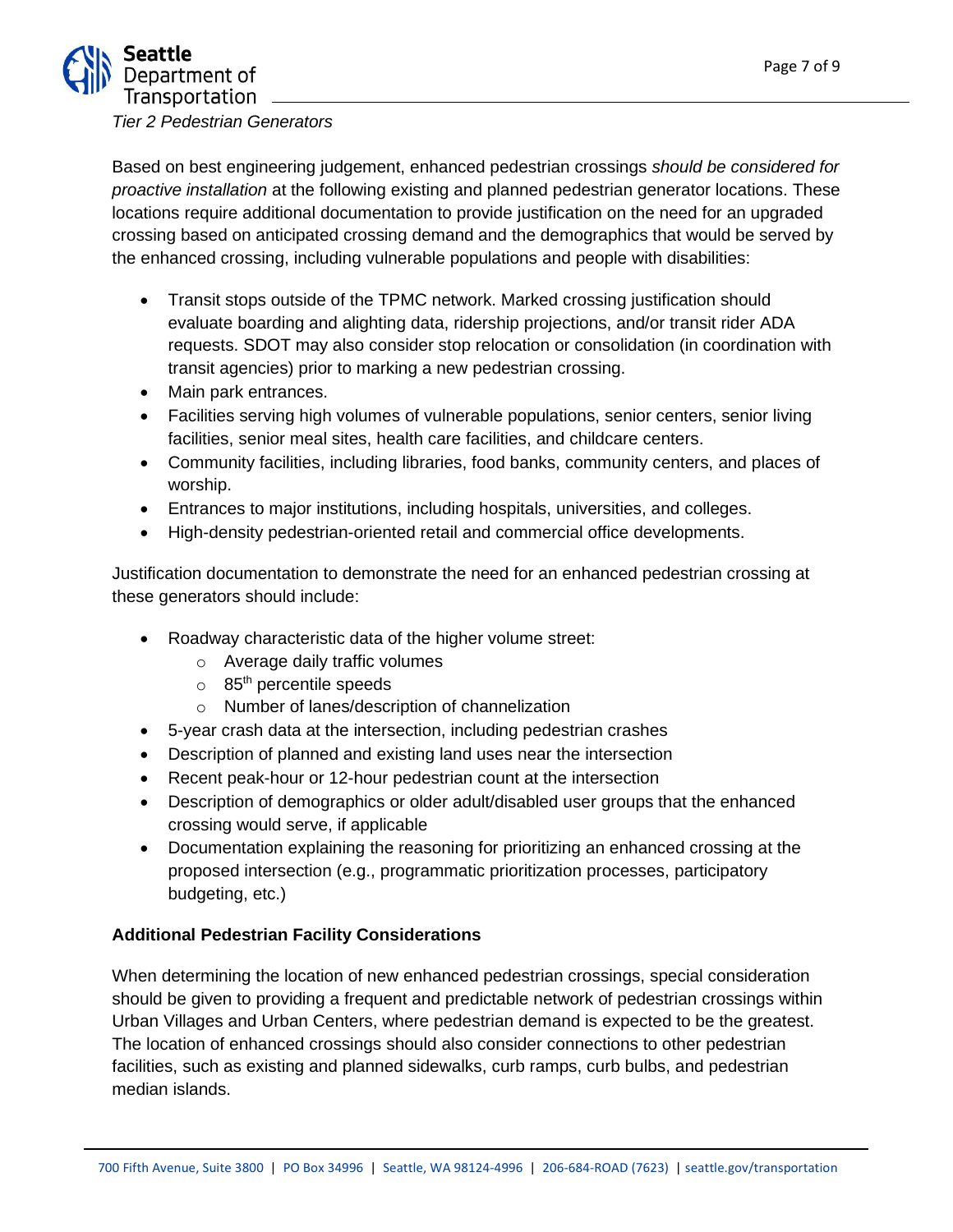*Tier 2 Pedestrian Generators*

Based on best engineering judgement, enhanced pedestrian crossings *should be considered for proactive installation* at the following existing and planned pedestrian generator locations. These locations require additional documentation to provide justification on the need for an upgraded crossing based on anticipated crossing demand and the demographics that would be served by the enhanced crossing, including vulnerable populations and people with disabilities:

- Transit stops outside of the TPMC network. Marked crossing justification should evaluate boarding and alighting data, ridership projections, and/or transit rider ADA requests. SDOT may also consider stop relocation or consolidation (in coordination with transit agencies) prior to marking a new pedestrian crossing.
- Main park entrances.
- Facilities serving high volumes of vulnerable populations, senior centers, senior living facilities, senior meal sites, health care facilities, and childcare centers.
- Community facilities, including libraries, food banks, community centers, and places of worship.
- Entrances to major institutions, including hospitals, universities, and colleges.
- High-density pedestrian-oriented retail and commercial office developments.

Justification documentation to demonstrate the need for an enhanced pedestrian crossing at these generators should include:

- Roadway characteristic data of the higher volume street:
  - Average daily traffic volumes
  - 85th percentile speeds
  - Number of lanes/description of channelization
- 5-year crash data at the intersection, including pedestrian crashes
- Description of planned and existing land uses near the intersection
- Recent peak-hour or 12-hour pedestrian count at the intersection
- Description of demographics or older adult/disabled user groups that the enhanced crossing would serve, if applicable
- Documentation explaining the reasoning for prioritizing an enhanced crossing at the proposed intersection (e.g., programmatic prioritization processes, participatory budgeting, etc.)

**Additional Pedestrian Facility Considerations**

When determining the location of new enhanced pedestrian crossings, special consideration should be given to providing a frequent and predictable network of pedestrian crossings within Urban Villages and Urban Centers, where pedestrian demand is expected to be the greatest. The location of enhanced crossings should also consider connections to other pedestrian facilities, such as existing and planned sidewalks, curb ramps, curb bulbs, and pedestrian median islands.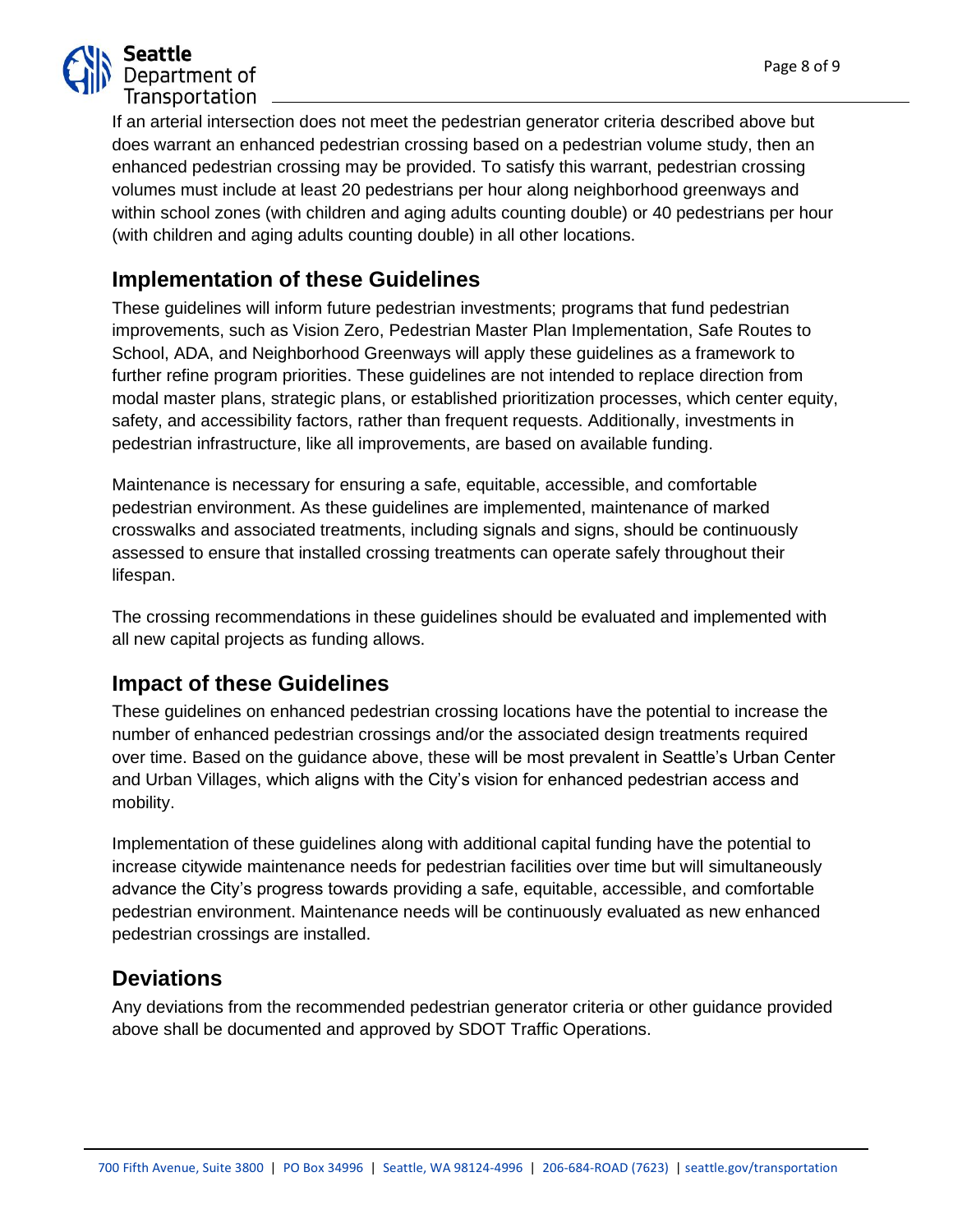If an arterial intersection does not meet the pedestrian generator criteria described above but does warrant an enhanced pedestrian crossing based on a pedestrian volume study, then an enhanced pedestrian crossing may be provided. To satisfy this warrant, pedestrian crossing volumes must include at least 20 pedestrians per hour along neighborhood greenways and within school zones (with children and aging adults counting double) or 40 pedestrians per hour (with children and aging adults counting double) in all other locations.

## Implementation of these Guidelines

These guidelines will inform future pedestrian investments; programs that fund pedestrian improvements, such as Vision Zero, Pedestrian Master Plan Implementation, Safe Routes to School, ADA, and Neighborhood Greenways will apply these guidelines as a framework to further refine program priorities. These guidelines are not intended to replace direction from modal master plans, strategic plans, or established prioritization processes, which center equity, safety, and accessibility factors, rather than frequent requests. Additionally, investments in pedestrian infrastructure, like all improvements, are based on available funding.

Maintenance is necessary for ensuring a safe, equitable, accessible, and comfortable pedestrian environment. As these guidelines are implemented, maintenance of marked crosswalks and associated treatments, including signals and signs, should be continuously assessed to ensure that installed crossing treatments can operate safely throughout their lifespan.

The crossing recommendations in these guidelines should be evaluated and implemented with all new capital projects as funding allows.

## Impact of these Guidelines

These guidelines on enhanced pedestrian crossing locations have the potential to increase the number of enhanced pedestrian crossings and/or the associated design treatments required over time. Based on the guidance above, these will be most prevalent in Seattle's Urban Center and Urban Villages, which aligns with the City's vision for enhanced pedestrian access and mobility.

Implementation of these guidelines along with additional capital funding have the potential to increase citywide maintenance needs for pedestrian facilities over time but will simultaneously advance the City's progress towards providing a safe, equitable, accessible, and comfortable pedestrian environment. Maintenance needs will be continuously evaluated as new enhanced pedestrian crossings are installed.

## Deviations

Any deviations from the recommended pedestrian generator criteria or other guidance provided above shall be documented and approved by SDOT Traffic Operations.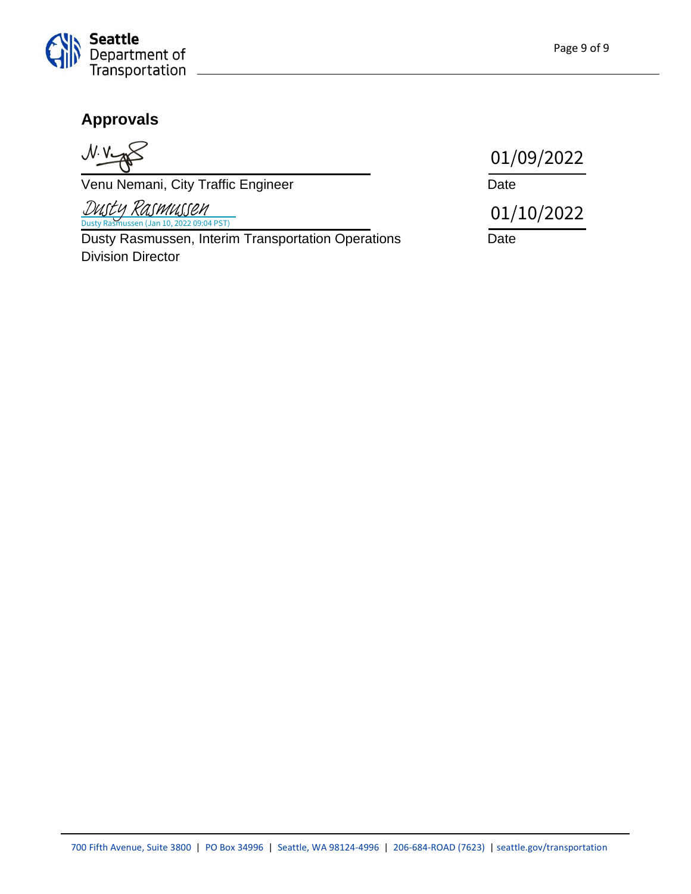## Approvals

N. V

Venu Nemani, City Traffic Engineer

01/09/2022

Date

Dusty Rasmussen

Dusty Rasmussen (Jan 10, 2022 09:04 PST)

Dusty Rasmussen, Interim Transportation Operations Division Director

01/10/2022

Date

700 Fifth Avenue, Suite 3800 | PO Box 34996 | Seattle, WA 98124-4996 | 206-684-ROAD (7623) | seattle.gov/transportation